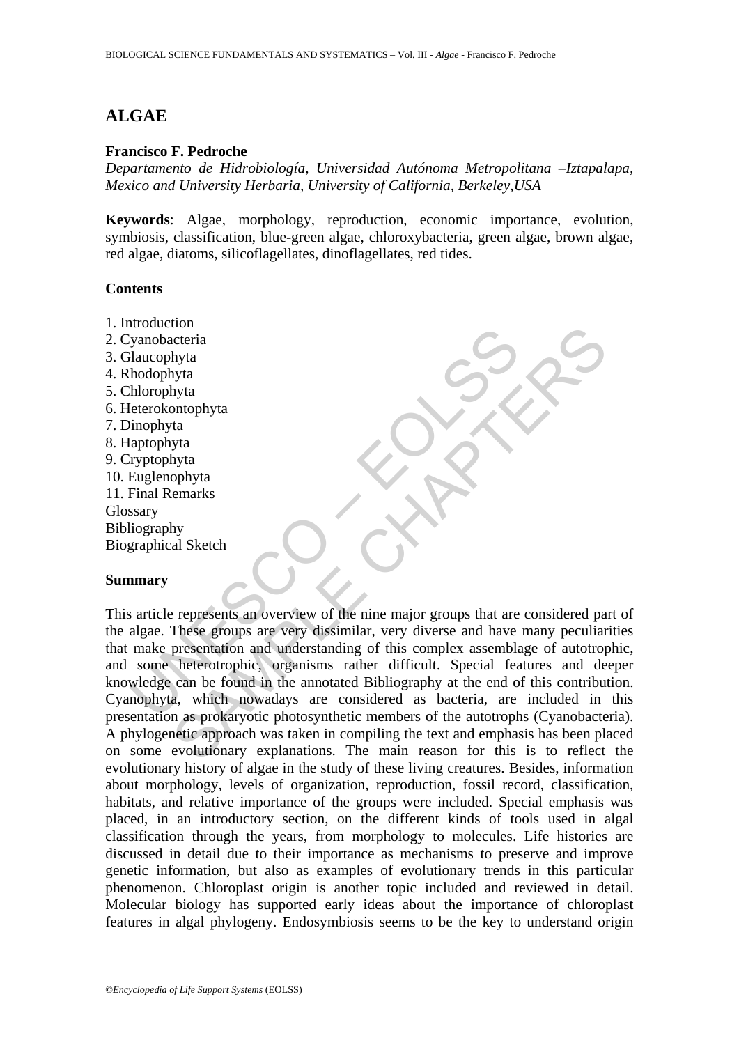# ALGAE

**Francisco F. Pedroche**

*Departamento de Hidrobiología, Universidad Autónoma Metropolitana –Iztapalapa, Mexico and University Herbaria, University of California, Berkeley,USA*

**Keywords**: Algae, morphology, reproduction, economic importance, evolution, symbiosis, classification, blue-green algae, chloroxybacteria, green algae, brown algae, red algae, diatoms, silicoflagellates, dinoflagellates, red tides.

## Contents

1. Introduction
2. Cyanobacteria
3. Glaucophyta
4. Rhodophyta
5. Chlorophyta
6. Heterokontophyta
7. Dinophyta
8. Haptophyta
9. Cryptophyta
10. Euglenophyta
11. Final Remarks

Glossary
Bibliography
Biographical Sketch

## Summary

This article represents an overview of the nine major groups that are considered part of the algae. These groups are very dissimilar, very diverse and have many peculiarities that make presentation and understanding of this complex assemblage of autotrophic, and some heterotrophic, organisms rather difficult. Special features and deeper knowledge can be found in the annotated Bibliography at the end of this contribution. Cyanophyta, which nowadays are considered as bacteria, are included in this presentation as prokaryotic photosynthetic members of the autotrophs (Cyanobacteria). A phylogenetic approach was taken in compiling the text and emphasis has been placed on some evolutionary explanations. The main reason for this is to reflect the evolutionary history of algae in the study of these living creatures. Besides, information about morphology, levels of organization, reproduction, fossil record, classification, habitats, and relative importance of the groups were included. Special emphasis was placed, in an introductory section, on the different kinds of tools used in algal classification through the years, from morphology to molecules. Life histories are discussed in detail due to their importance as mechanisms to preserve and improve genetic information, but also as examples of evolutionary trends in this particular phenomenon. Chloroplast origin is another topic included and reviewed in detail. Molecular biology has supported early ideas about the importance of chloroplast features in algal phylogeny. Endosymbiosis seems to be the key to understand origin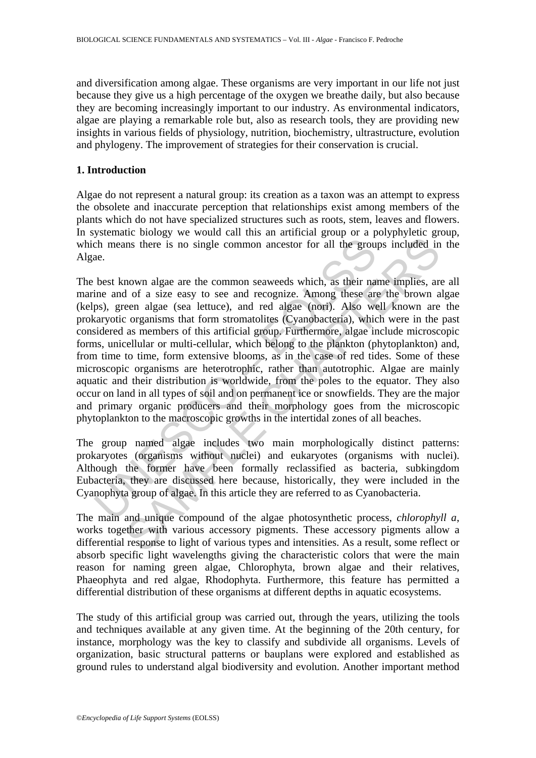and diversification among algae. These organisms are very important in our life not just because they give us a high percentage of the oxygen we breathe daily, but also because they are becoming increasingly important to our industry. As environmental indicators, algae are playing a remarkable role but, also as research tools, they are providing new insights in various fields of physiology, nutrition, biochemistry, ultrastructure, evolution and phylogeny. The improvement of strategies for their conservation is crucial.

## 1. Introduction

Algae do not represent a natural group: its creation as a taxon was an attempt to express the obsolete and inaccurate perception that relationships exist among members of the plants which do not have specialized structures such as roots, stem, leaves and flowers. In systematic biology we would call this an artificial group or a polyphyletic group, which means there is no single common ancestor for all the groups included in the Algae.

The best known algae are the common seaweeds which, as their name implies, are all marine and of a size easy to see and recognize. Among these are the brown algae (kelps), green algae (sea lettuce), and red algae (nori). Also well known are the prokaryotic organisms that form stromatolites (Cyanobacteria), which were in the past considered as members of this artificial group. Furthermore, algae include microscopic forms, unicellular or multi-cellular, which belong to the plankton (phytoplankton) and, from time to time, form extensive blooms, as in the case of red tides. Some of these microscopic organisms are heterotrophic, rather than autotrophic. Algae are mainly aquatic and their distribution is worldwide, from the poles to the equator. They also occur on land in all types of soil and on permanent ice or snowfields. They are the major and primary organic producers and their morphology goes from the microscopic phytoplankton to the macroscopic growths in the intertidal zones of all beaches.

The group named algae includes two main morphologically distinct patterns: prokaryotes (organisms without nuclei) and eukaryotes (organisms with nuclei). Although the former have been formally reclassified as bacteria, subkingdom Eubacteria, they are discussed here because, historically, they were included in the Cyanophyta group of algae. In this article they are referred to as Cyanobacteria.

The main and unique compound of the algae photosynthetic process, *chlorophyll a*, works together with various accessory pigments. These accessory pigments allow a differential response to light of various types and intensities. As a result, some reflect or absorb specific light wavelengths giving the characteristic colors that were the main reason for naming green algae, Chlorophyta, brown algae and their relatives, Phaeophyta and red algae, Rhodophyta. Furthermore, this feature has permitted a differential distribution of these organisms at different depths in aquatic ecosystems.

The study of this artificial group was carried out, through the years, utilizing the tools and techniques available at any given time. At the beginning of the 20th century, for instance, morphology was the key to classify and subdivide all organisms. Levels of organization, basic structural patterns or bauplans were explored and established as ground rules to understand algal biodiversity and evolution. Another important method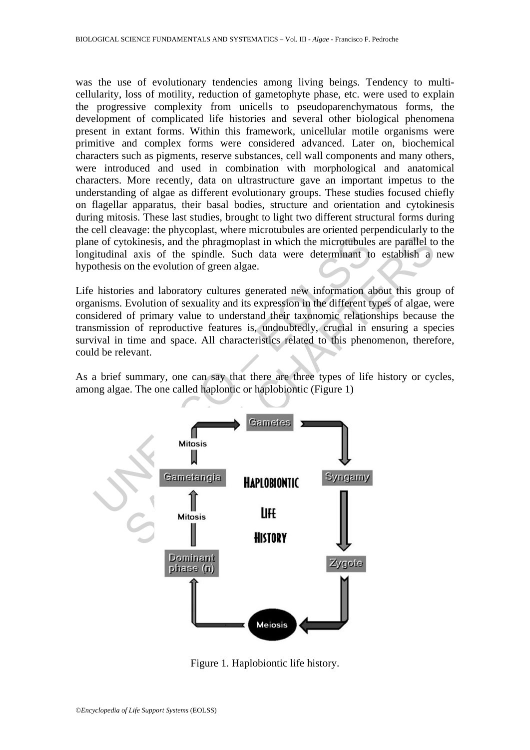was the use of evolutionary tendencies among living beings. Tendency to multi-cellularity, loss of motility, reduction of gametophyte phase, etc. were used to explain the progressive complexity from unicells to pseudoparenchymatous forms, the development of complicated life histories and several other biological phenomena present in extant forms. Within this framework, unicellular motile organisms were primitive and complex forms were considered advanced. Later on, biochemical characters such as pigments, reserve substances, cell wall components and many others, were introduced and used in combination with morphological and anatomical characters. More recently, data on ultrastructure gave an important impetus to the understanding of algae as different evolutionary groups. These studies focused chiefly on flagellar apparatus, their basal bodies, structure and orientation and cytokinesis during mitosis. These last studies, brought to light two different structural forms during the cell cleavage: the phycoplast, where microtubules are oriented perpendicularly to the plane of cytokinesis, and the phragmoplast in which the microtubules are parallel to the longitudinal axis of the spindle. Such data were determinant to establish a new hypothesis on the evolution of green algae.

Life histories and laboratory cultures generated new information about this group of organisms. Evolution of sexuality and its expression in the different types of algae, were considered of primary value to understand their taxonomic relationships because the transmission of reproductive features is, undoubtedly, crucial in ensuring a species survival in time and space. All characteristics related to this phenomenon, therefore, could be relevant.

As a brief summary, one can say that there are three types of life history or cycles, among algae. The one called haplontic or haplobiontic (Figure 1)

Figure 1. Haplobiontic life history.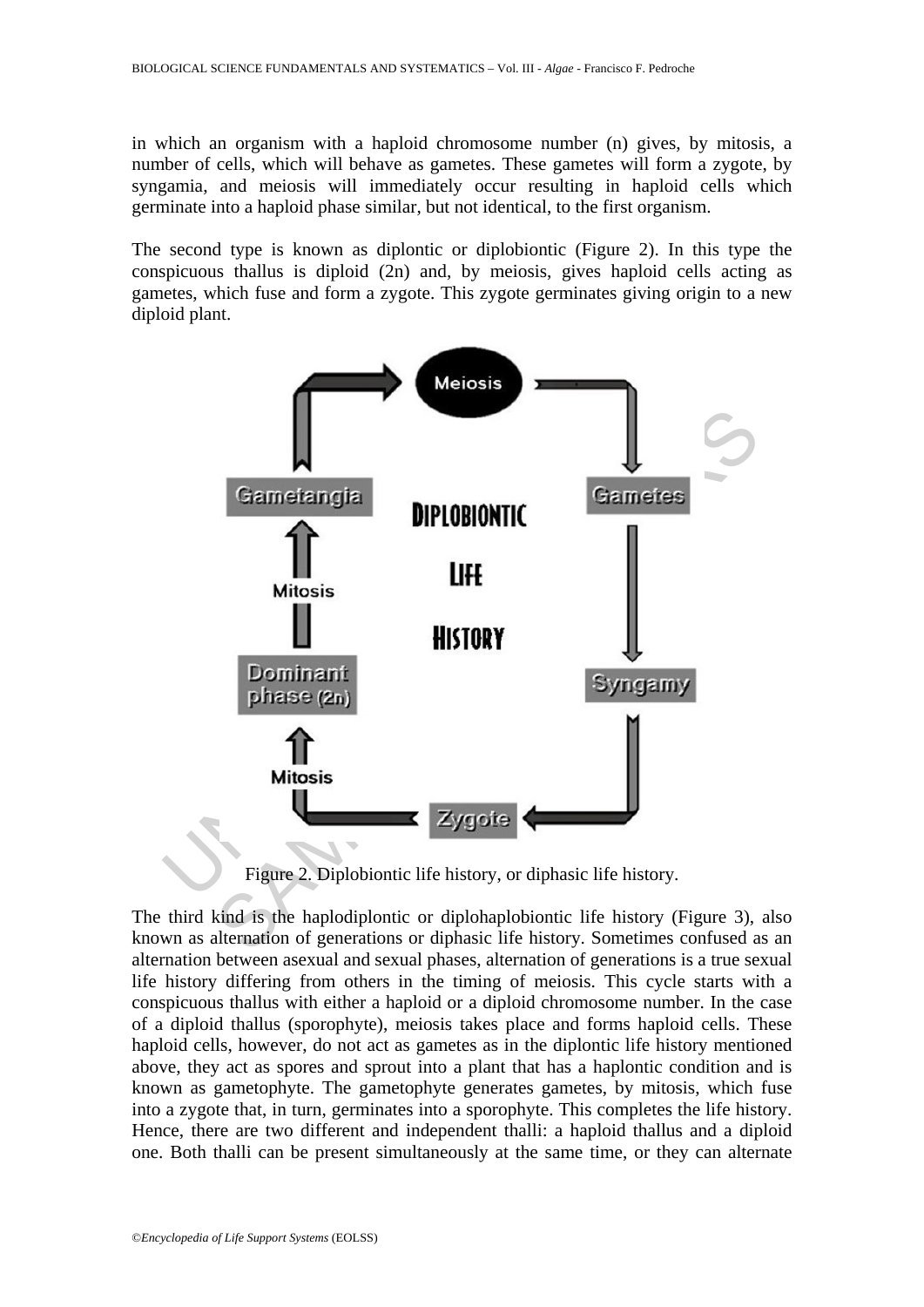in which an organism with a haploid chromosome number (n) gives, by mitosis, a number of cells, which will behave as gametes. These gametes will form a zygote, by syngamia, and meiosis will immediately occur resulting in haploid cells which germinate into a haploid phase similar, but not identical, to the first organism.

The second type is known as diplontic or diplobiontic (Figure 2). In this type the conspicuous thallus is diploid (2n) and, by meiosis, gives haploid cells acting as gametes, which fuse and form a zygote. This zygote germinates giving origin to a new diploid plant.

Figure 2. Diplobiontic life history, or diphasic life history.

The third kind is the haplodiplontic or diplohaplobiontic life history (Figure 3), also known as alternation of generations or diphasic life history. Sometimes confused as an alternation between asexual and sexual phases, alternation of generations is a true sexual life history differing from others in the timing of meiosis. This cycle starts with a conspicuous thallus with either a haploid or a diploid chromosome number. In the case of a diploid thallus (sporophyte), meiosis takes place and forms haploid cells. These haploid cells, however, do not act as gametes as in the diplontic life history mentioned above, they act as spores and sprout into a plant that has a haplontic condition and is known as gametophyte. The gametophyte generates gametes, by mitosis, which fuse into a zygote that, in turn, germinates into a sporophyte. This completes the life history. Hence, there are two different and independent thalli: a haploid thallus and a diploid one. Both thalli can be present simultaneously at the same time, or they can alternate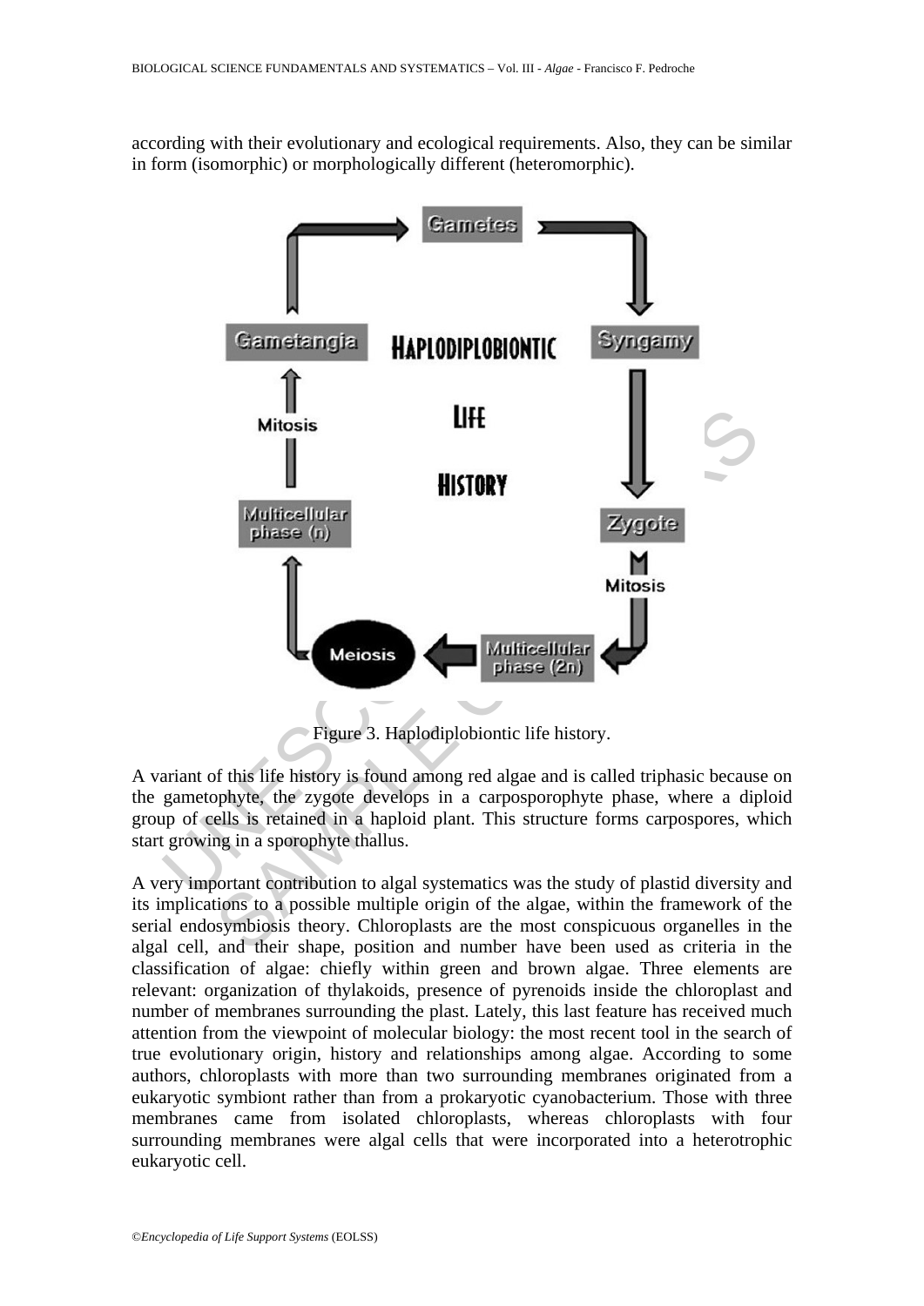according with their evolutionary and ecological requirements. Also, they can be similar in form (isomorphic) or morphologically different (heteromorphic).

Figure 3. Haplodiplobiontic life history.

A variant of this life history is found among red algae and is called triphasic because on the gametophyte, the zygote develops in a carposporophyte phase, where a diploid group of cells is retained in a haploid plant. This structure forms carpospores, which start growing in a sporophyte thallus.

A very important contribution to algal systematics was the study of plastid diversity and its implications to a possible multiple origin of the algae, within the framework of the serial endosymbiosis theory. Chloroplasts are the most conspicuous organelles in the algal cell, and their shape, position and number have been used as criteria in the classification of algae: chiefly within green and brown algae. Three elements are relevant: organization of thylakoids, presence of pyrenoids inside the chloroplast and number of membranes surrounding the plast. Lately, this last feature has received much attention from the viewpoint of molecular biology: the most recent tool in the search of true evolutionary origin, history and relationships among algae. According to some authors, chloroplasts with more than two surrounding membranes originated from a eukaryotic symbiont rather than from a prokaryotic cyanobacterium. Those with three membranes came from isolated chloroplasts, whereas chloroplasts with four surrounding membranes were algal cells that were incorporated into a heterotrophic eukaryotic cell.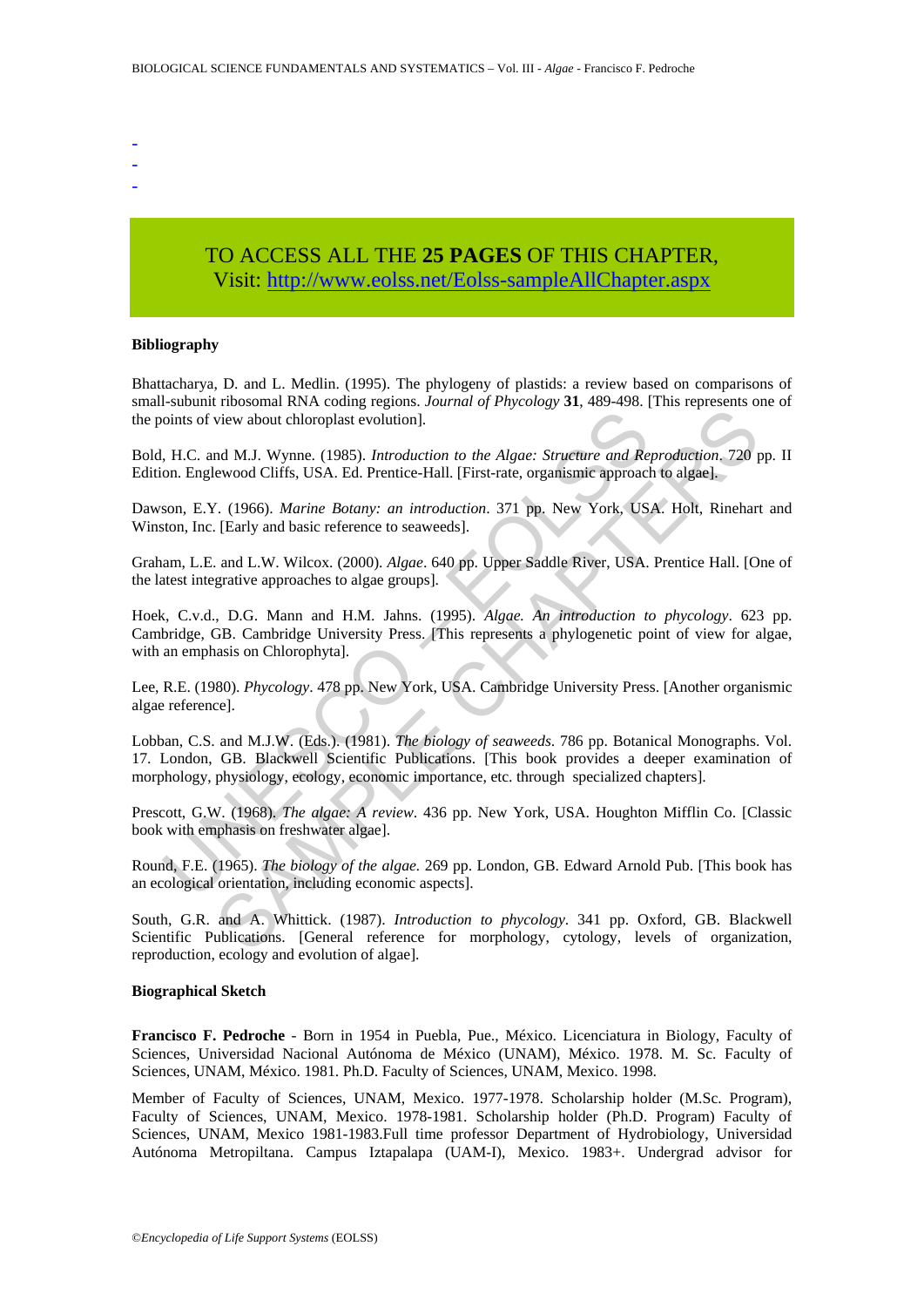-
-
-

TO ACCESS ALL THE **25 PAGES** OF THIS CHAPTER,
Visit: http://www.eolss.net/Eolss-sampleAllChapter.aspx

**Bibliography**

Bhattacharya, D. and L. Medlin. (1995). The phylogeny of plastids: a review based on comparisons of small-subunit ribosomal RNA coding regions. *Journal of Phycology* **31**, 489-498. [This represents one of the points of view about chloroplast evolution].

Bold, H.C. and M.J. Wynne. (1985). *Introduction to the Algae: Structure and Reproduction*. 720 pp. II Edition. Englewood Cliffs, USA. Ed. Prentice-Hall. [First-rate, organismic approach to algae].

Dawson, E.Y. (1966). *Marine Botany: an introduction*. 371 pp. New York, USA. Holt, Rinehart and Winston, Inc. [Early and basic reference to seaweeds].

Graham, L.E. and L.W. Wilcox. (2000). *Algae*. 640 pp. Upper Saddle River, USA. Prentice Hall. [One of the latest integrative approaches to algae groups].

Hoek, C.v.d., D.G. Mann and H.M. Jahns. (1995). *Algae. An introduction to phycology*. 623 pp. Cambridge, GB. Cambridge University Press. [This represents a phylogenetic point of view for algae, with an emphasis on Chlorophyta].

Lee, R.E. (1980). *Phycology*. 478 pp. New York, USA. Cambridge University Press. [Another organismic algae reference].

Lobban, C.S. and M.J.W. (Eds.). (1981). *The biology of seaweeds*. 786 pp. Botanical Monographs. Vol. 17. London, GB. Blackwell Scientific Publications. [This book provides a deeper examination of morphology, physiology, ecology, economic importance, etc. through specialized chapters].

Prescott, G.W. (1968). *The algae: A review*. 436 pp. New York, USA. Houghton Mifflin Co. [Classic book with emphasis on freshwater algae].

Round, F.E. (1965). *The biology of the algae*. 269 pp. London, GB. Edward Arnold Pub. [This book has an ecological orientation, including economic aspects].

South, G.R. and A. Whittick. (1987). *Introduction to phycology*. 341 pp. Oxford, GB. Blackwell Scientific Publications. [General reference for morphology, cytology, levels of organization, reproduction, ecology and evolution of algae].

**Biographical Sketch**

**Francisco F. Pedroche** - Born in 1954 in Puebla, Pue., México. Licenciatura in Biology, Faculty of Sciences, Universidad Nacional Autónoma de México (UNAM), México. 1978. M. Sc. Faculty of Sciences, UNAM, México. 1981. Ph.D. Faculty of Sciences, UNAM, Mexico. 1998.

Member of Faculty of Sciences, UNAM, Mexico. 1977-1978. Scholarship holder (M.Sc. Program), Faculty of Sciences, UNAM, Mexico. 1978-1981. Scholarship holder (Ph.D. Program) Faculty of Sciences, UNAM, Mexico 1981-1983.Full time professor Department of Hydrobiology, Universidad Autónoma Metropiltana. Campus Iztapalapa (UAM-I), Mexico. 1983+. Undergrad advisor for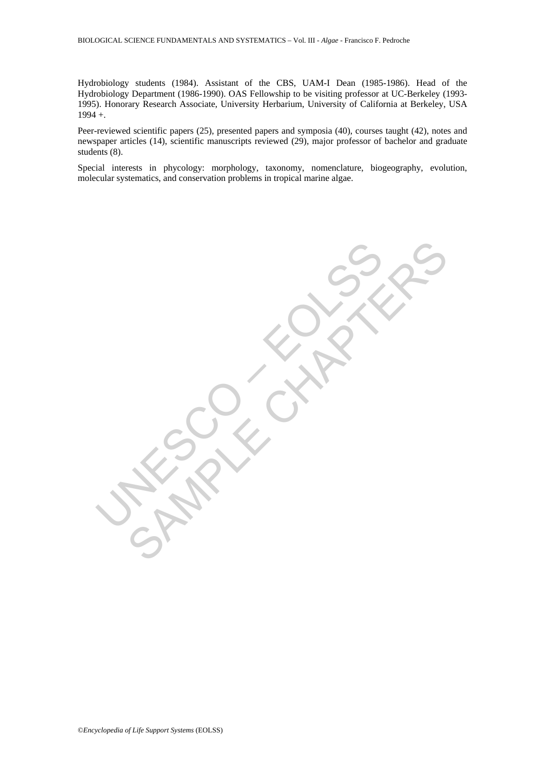Hydrobiology students (1984). Assistant of the CBS, UAM-I Dean (1985-1986). Head of the Hydrobiology Department (1986-1990). OAS Fellowship to be visiting professor at UC-Berkeley (1993-1995). Honorary Research Associate, University Herbarium, University of California at Berkeley, USA 1994 +.

Peer-reviewed scientific papers (25), presented papers and symposia (40), courses taught (42), notes and newspaper articles (14), scientific manuscripts reviewed (29), major professor of bachelor and graduate students (8).

Special interests in phycology: morphology, taxonomy, nomenclature, biogeography, evolution, molecular systematics, and conservation problems in tropical marine algae.